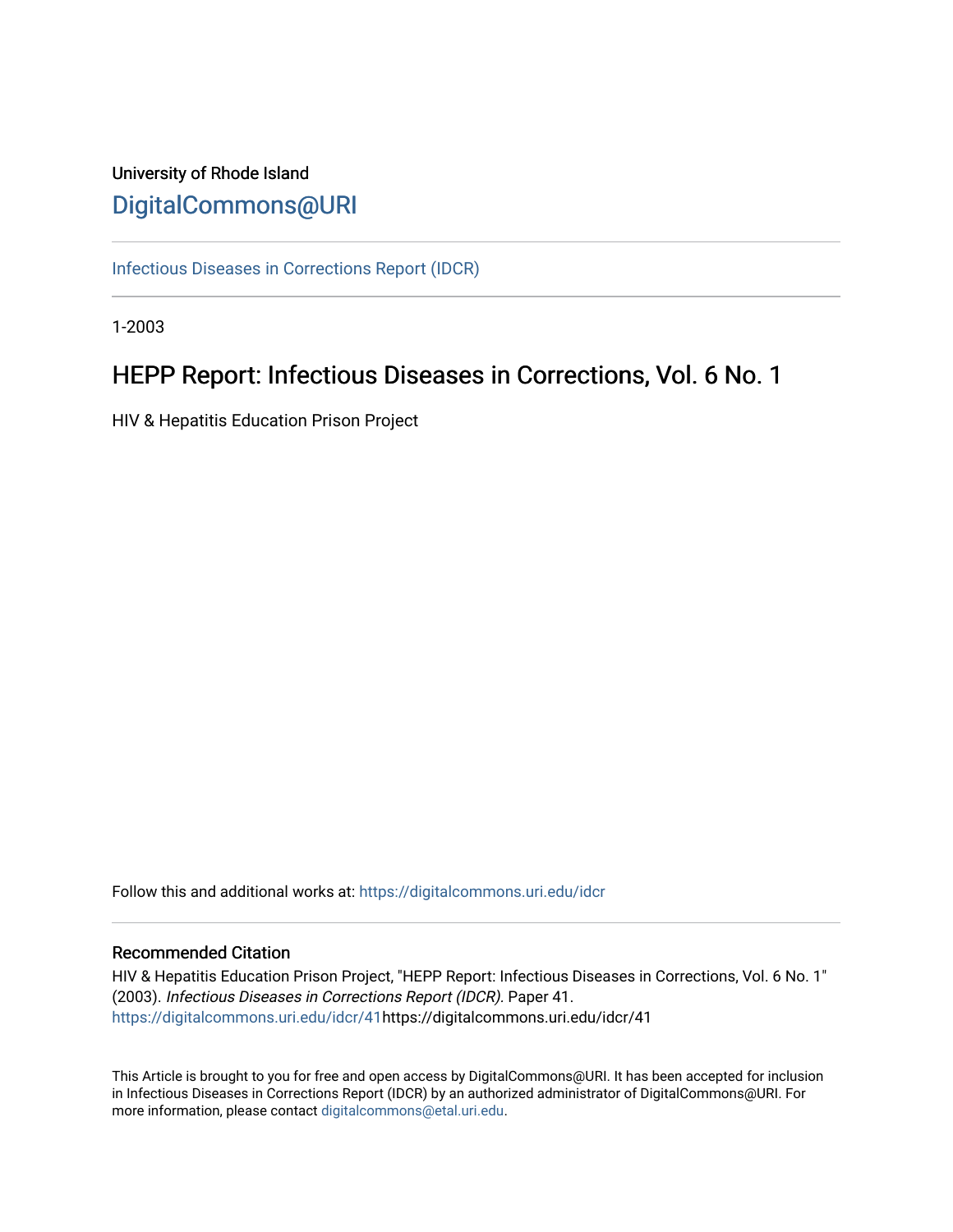University of Rhode Island

# DigitalCommons@URI

Infectious Diseases in Corrections Report (IDCR)

1-2003

## HEPP Report: Infectious Diseases in Corrections, Vol. 6 No. 1

HIV & Hepatitis Education Prison Project

Follow this and additional works at: https://digitalcommons.uri.edu/idcr

### Recommended Citation

HIV & Hepatitis Education Prison Project, "HEPP Report: Infectious Diseases in Corrections, Vol. 6 No. 1" (2003). *Infectious Diseases in Corrections Report (IDCR).* Paper 41.
https://digitalcommons.uri.edu/idcr/41https://digitalcommons.uri.edu/idcr/41

This Article is brought to you for free and open access by DigitalCommons@URI. It has been accepted for inclusion in Infectious Diseases in Corrections Report (IDCR) by an authorized administrator of DigitalCommons@URI. For more information, please contact digitalcommons@etal.uri.edu.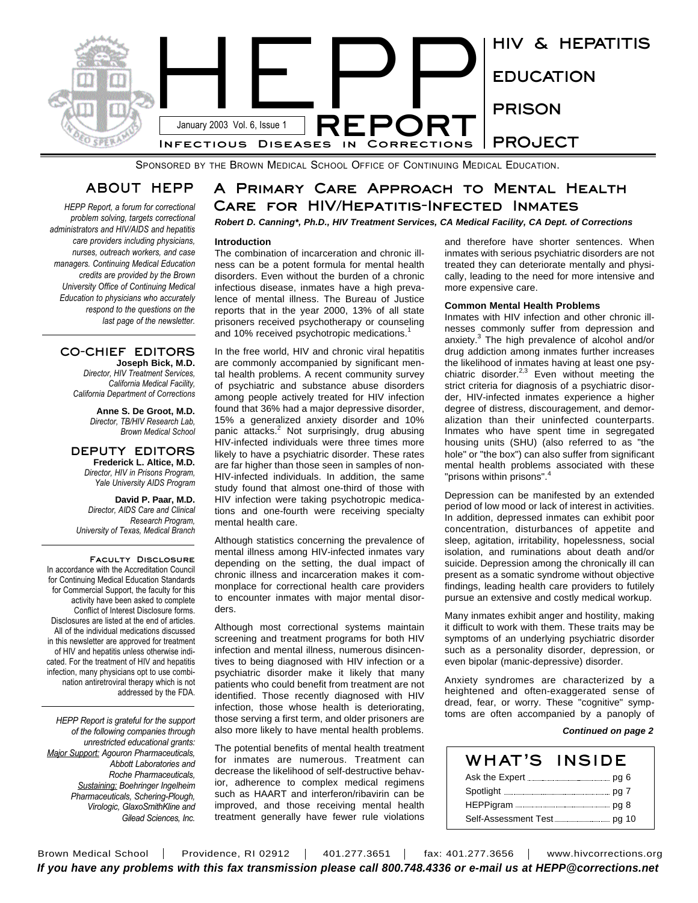# HEPP REPORT

January 2003 Vol. 6, Issue 1

INFECTIOUS DISEASES IN CORRECTIONS

HIV & HEPATITIS EDUCATION PRISON PROJECT

SPONSORED BY THE BROWN MEDICAL SCHOOL OFFICE OF CONTINUING MEDICAL EDUCATION.

## ABOUT HEPP

*HEPP Report, a forum for correctional problem solving, targets correctional administrators and HIV/AIDS and hepatitis care providers including physicians, nurses, outreach workers, and case managers. Continuing Medical Education credits are provided by the Brown University Office of Continuing Medical Education to physicians who accurately respond to the questions on the last page of the newsletter.*

## CO-CHIEF EDITORS

**Joseph Bick, M.D.**
*Director, HIV Treatment Services, California Medical Facility, California Department of Corrections*

**Anne S. De Groot, M.D.**
*Director, TB/HIV Research Lab, Brown Medical School*

## DEPUTY EDITORS

**Frederick L. Altice, M.D.**
*Director, HIV in Prisons Program, Yale University AIDS Program*

**David P. Paar, M.D.**
*Director, AIDS Care and Clinical Research Program, University of Texas, Medical Branch*

### Faculty Disclosure

In accordance with the Accreditation Council for Continuing Medical Education Standards for Commercial Support, the faculty for this activity have been asked to complete Conflict of Interest Disclosure forms. Disclosures are listed at the end of articles. All of the individual medications discussed in this newsletter are approved for treatment of HIV and hepatitis unless otherwise indicated. For the treatment of HIV and hepatitis infection, many physicians opt to use combination antiretroviral therapy which is not addressed by the FDA.

*HEPP Report is grateful for the support of the following companies through unrestricted educational grants: Major Support: Agouron Pharmaceuticals, Abbott Laboratories and Roche Pharmaceuticals, Sustaining: Boehringer Ingelheim Pharmaceuticals, Schering-Plough, Virologic, GlaxoSmithKline and Gilead Sciences, Inc.*

## A Primary Care Approach to Mental Health Care for HIV/Hepatitis-Infected Inmates

***Robert D. Canning\*, Ph.D., HIV Treatment Services, CA Medical Facility, CA Dept. of Corrections***

**Introduction**

The combination of incarceration and chronic illness can be a potent formula for mental health disorders. Even without the burden of a chronic infectious disease, inmates have a high prevalence of mental illness. The Bureau of Justice reports that in the year 2000, 13% of all state prisoners received psychotherapy or counseling and 10% received psychotropic medications.[1]

In the free world, HIV and chronic viral hepatitis are commonly accompanied by significant mental health problems. A recent community survey of psychiatric and substance abuse disorders among people actively treated for HIV infection found that 36% had a major depressive disorder, 15% a generalized anxiety disorder and 10% panic attacks.[2] Not surprisingly, drug abusing HIV-infected individuals were three times more likely to have a psychiatric disorder. These rates are far higher than those seen in samples of non-HIV-infected individuals. In addition, the same study found that almost one-third of those with HIV infection were taking psychotropic medications and one-fourth were receiving specialty mental health care.

Although statistics concerning the prevalence of mental illness among HIV-infected inmates vary depending on the setting, the dual impact of chronic illness and incarceration makes it commonplace for correctional health care providers to encounter inmates with major mental disorders.

Although most correctional systems maintain screening and treatment programs for both HIV infection and mental illness, numerous disincentives to being diagnosed with HIV infection or a psychiatric disorder make it likely that many patients who could benefit from treatment are not identified. Those recently diagnosed with HIV infection, those whose health is deteriorating, those serving a first term, and older prisoners are also more likely to have mental health problems.

The potential benefits of mental health treatment for inmates are numerous. Treatment can decrease the likelihood of self-destructive behavior, adherence to complex medical regimens such as HAART and interferon/ribavirin can be improved, and those receiving mental health treatment generally have fewer rule violations and therefore have shorter sentences. When inmates with serious psychiatric disorders are not treated they can deteriorate mentally and physically, leading to the need for more intensive and more expensive care.

**Common Mental Health Problems**

Inmates with HIV infection and other chronic illnesses commonly suffer from depression and anxiety.[3] The high prevalence of alcohol and/or drug addiction among inmates further increases the likelihood of inmates having at least one psychiatric disorder.[2,3] Even without meeting the strict criteria for diagnosis of a psychiatric disorder, HIV-infected inmates experience a higher degree of distress, discouragement, and demoralization than their uninfected counterparts. Inmates who have spent time in segregated housing units (SHU) (also referred to as "the hole" or "the box") can also suffer from significant mental health problems associated with these "prisons within prisons".[4]

Depression can be manifested by an extended period of low mood or lack of interest in activities. In addition, depressed inmates can exhibit poor concentration, disturbances of appetite and sleep, agitation, irritability, hopelessness, social isolation, and ruminations about death and/or suicide. Depression among the chronically ill can present as a somatic syndrome without objective findings, leading health care providers to futilely pursue an extensive and costly medical workup.

Many inmates exhibit anger and hostility, making it difficult to work with them. These traits may be symptoms of an underlying psychiatric disorder such as a personality disorder, depression, or even bipolar (manic-depressive) disorder.

Anxiety syndromes are characterized by a heightened and often-exaggerated sense of dread, fear, or worry. These "cognitive" symptoms are often accompanied by a panoply of

***Continued on page 2***

## WHAT'S INSIDE

- Ask the Expert ... pg 6
- Spotlight ... pg 7
- HEPPigram ... pg 8
- Self-Assessment Test ... pg 10

Brown Medical School | Providence, RI 02912 | 401.277.3651 | fax: 401.277.3656 | www.hivcorrections.org

***If you have any problems with this fax transmission please call 800.748.4336 or e-mail us at HEPP@corrections.net***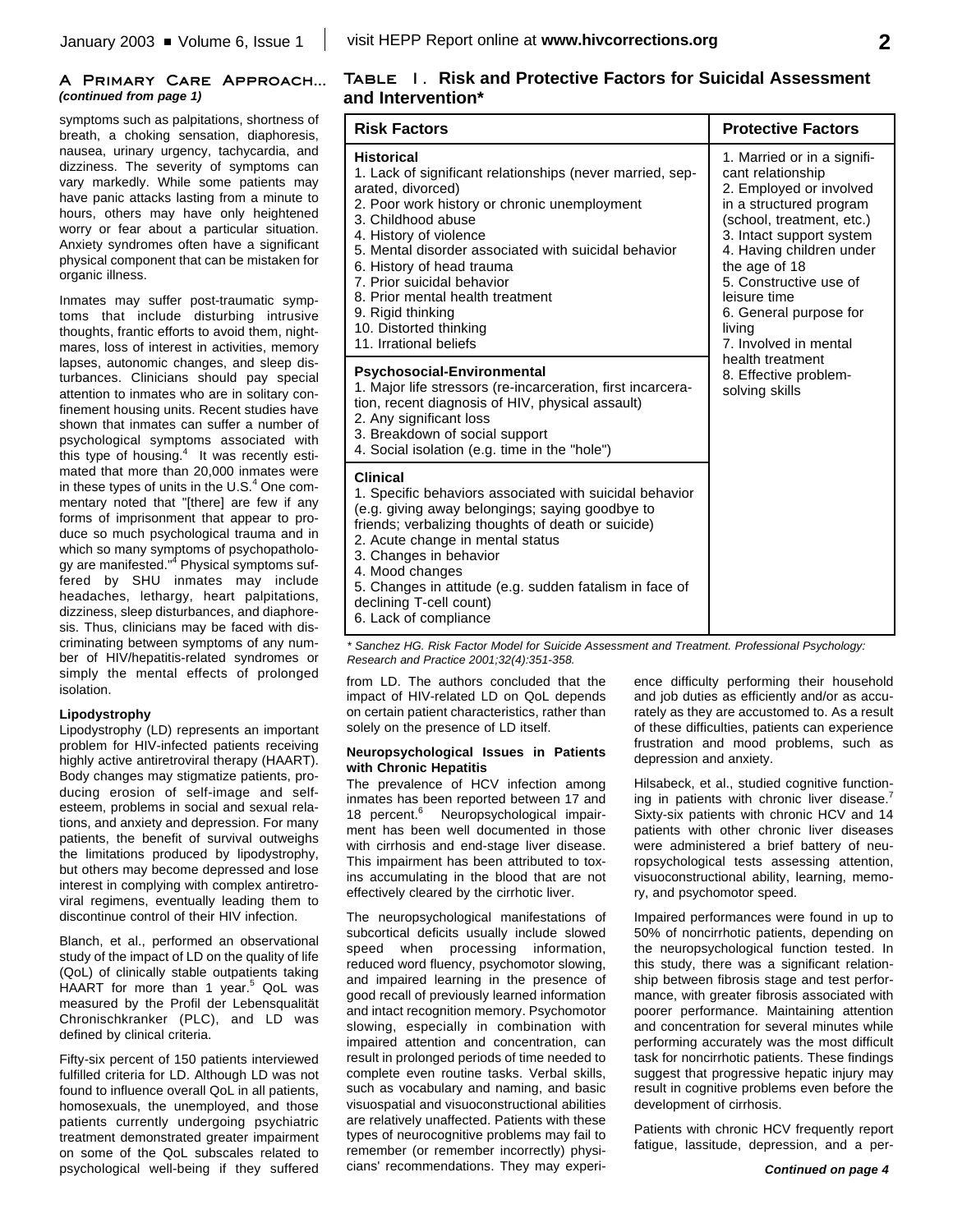## A Primary Care Approach... *(continued from page 1)*

symptoms such as palpitations, shortness of breath, a choking sensation, diaphoresis, nausea, urinary urgency, tachycardia, and dizziness. The severity of symptoms can vary markedly. While some patients may have panic attacks lasting from a minute to hours, others may have only heightened worry or fear about a particular situation. Anxiety syndromes often have a significant physical component that can be mistaken for organic illness.

Inmates may suffer post-traumatic symptoms that include disturbing intrusive thoughts, frantic efforts to avoid them, nightmares, loss of interest in activities, memory lapses, autonomic changes, and sleep disturbances. Clinicians should pay special attention to inmates who are in solitary confinement housing units. Recent studies have shown that inmates can suffer a number of psychological symptoms associated with this type of housing.[4] It was recently estimated that more than 20,000 inmates were in these types of units in the U.S.[4] One commentary noted that "[there] are few if any forms of imprisonment that appear to produce so much psychological trauma and in which so many symptoms of psychopathology are manifested."[4] Physical symptoms suffered by SHU inmates may include headaches, lethargy, heart palpitations, dizziness, sleep disturbances, and diaphoresis. Thus, clinicians may be faced with discriminating between symptoms of any number of HIV/hepatitis-related syndromes or simply the mental effects of prolonged isolation.

**Lipodystrophy**

Lipodystrophy (LD) represents an important problem for HIV-infected patients receiving highly active antiretroviral therapy (HAART). Body changes may stigmatize patients, producing erosion of self-image and self-esteem, problems in social and sexual relations, and anxiety and depression. For many patients, the benefit of survival outweighs the limitations produced by lipodystrophy, but others may become depressed and lose interest in complying with complex antiretroviral regimens, eventually leading them to discontinue control of their HIV infection.

Blanch, et al., performed an observational study of the impact of LD on the quality of life (QoL) of clinically stable outpatients taking HAART for more than 1 year.[5] QoL was measured by the Profil der Lebensqualität Chronischkranker (PLC), and LD was defined by clinical criteria.

Fifty-six percent of 150 patients interviewed fulfilled criteria for LD. Although LD was not found to influence overall QoL in all patients, homosexuals, the unemployed, and those patients currently undergoing psychiatric treatment demonstrated greater impairment on some of the QoL subscales related to psychological well-being if they suffered from LD. The authors concluded that the impact of HIV-related LD on QoL depends on certain patient characteristics, rather than solely on the presence of LD itself.

**Table 1. Risk and Protective Factors for Suicidal Assessment and Intervention***

| Risk Factors | Protective Factors |
|---|---|
| **Historical**<br>1. Lack of significant relationships (never married, separated, divorced)<br>2. Poor work history or chronic unemployment<br>3. Childhood abuse<br>4. History of violence<br>5. Mental disorder associated with suicidal behavior<br>6. History of head trauma<br>7. Prior suicidal behavior<br>8. Prior mental health treatment<br>9. Rigid thinking<br>10. Distorted thinking<br>11. Irrational beliefs | 1. Married or in a significant relationship<br>2. Employed or involved in a structured program (school, treatment, etc.)<br>3. Intact support system<br>4. Having children under the age of 18<br>5. Constructive use of leisure time<br>6. General purpose for living<br>7. Involved in mental health treatment<br>8. Effective problem-solving skills |
| **Psychosocial-Environmental**<br>1. Major life stressors (re-incarceration, first incarceration, recent diagnosis of HIV, physical assault)<br>2. Any significant loss<br>3. Breakdown of social support<br>4. Social isolation (e.g. time in the "hole") | |
| **Clinical**<br>1. Specific behaviors associated with suicidal behavior (e.g. giving away belongings; saying goodbye to friends; verbalizing thoughts of death or suicide)<br>2. Acute change in mental status<br>3. Changes in behavior<br>4. Mood changes<br>5. Changes in attitude (e.g. sudden fatalism in face of declining T-cell count)<br>6. Lack of compliance | |

*\* Sanchez HG. Risk Factor Model for Suicide Assessment and Treatment. Professional Psychology: Research and Practice 2001;32(4):351-358.*

**Neuropsychological Issues in Patients with Chronic Hepatitis**

The prevalence of HCV infection among inmates has been reported between 17 and 18 percent.[6] Neuropsychological impairment has been well documented in those with cirrhosis and end-stage liver disease. This impairment has been attributed to toxins accumulating in the blood that are not effectively cleared by the cirrhotic liver.

The neuropsychological manifestations of subcortical deficits usually include slowed speed when processing information, reduced word fluency, psychomotor slowing, and impaired learning in the presence of good recall of previously learned information and intact recognition memory. Psychomotor slowing, especially in combination with impaired attention and concentration, can result in prolonged periods of time needed to complete even routine tasks. Verbal skills, such as vocabulary and naming, and basic visuospatial and visuoconstructional abilities are relatively unaffected. Patients with these types of neurocognitive problems may fail to remember (or remember incorrectly) physicians' recommendations. They may experience difficulty performing their household and job duties as efficiently and/or as accurately as they are accustomed to. As a result of these difficulties, patients can experience frustration and mood problems, such as depression and anxiety.

Hilsabeck, et al., studied cognitive functioning in patients with chronic liver disease.[7] Sixty-six patients with chronic HCV and 14 patients with other chronic liver diseases were administered a brief battery of neuropsychological tests assessing attention, visuoconstructional ability, learning, memory, and psychomotor speed.

Impaired performances were found in up to 50% of noncirrhotic patients, depending on the neuropsychological function tested. In this study, there was a significant relationship between fibrosis stage and test performance, with greater fibrosis associated with poorer performance. Maintaining attention and concentration for several minutes while performing accurately was the most difficult task for noncirrhotic patients. These findings suggest that progressive hepatic injury may result in cognitive problems even before the development of cirrhosis.

Patients with chronic HCV frequently report fatigue, lassitude, depression, and a per-

*Continued on page 4*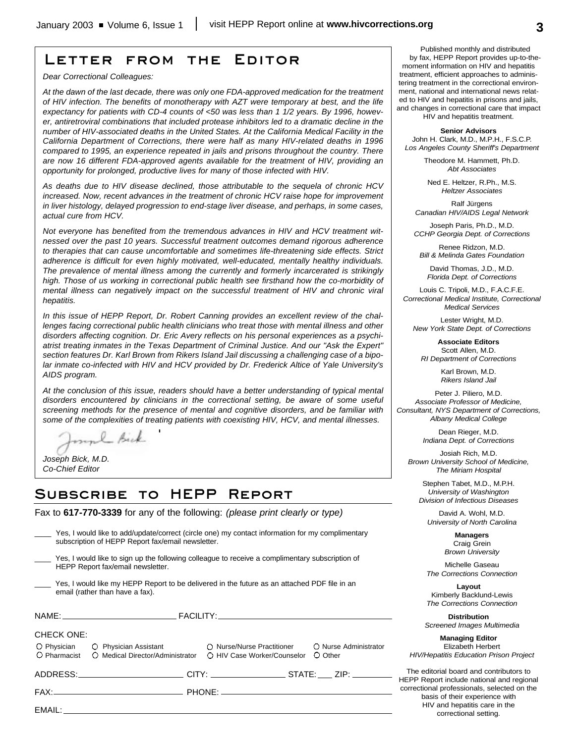# Letter from the Editor

*Dear Correctional Colleagues:*

*At the dawn of the last decade, there was only one FDA-approved medication for the treatment of HIV infection. The benefits of monotherapy with AZT were temporary at best, and the life expectancy for patients with CD-4 counts of <50 was less than 1 1/2 years. By 1996, however, antiretroviral combinations that included protease inhibitors led to a dramatic decline in the number of HIV-associated deaths in the United States. At the California Medical Facility in the California Department of Corrections, there were half as many HIV-related deaths in 1996 compared to 1995, an experience repeated in jails and prisons throughout the country. There are now 16 different FDA-approved agents available for the treatment of HIV, providing an opportunity for prolonged, productive lives for many of those infected with HIV.*

*As deaths due to HIV disease declined, those attributable to the sequela of chronic HCV increased. Now, recent advances in the treatment of chronic HCV raise hope for improvement in liver histology, delayed progression to end-stage liver disease, and perhaps, in some cases, actual cure from HCV.*

*Not everyone has benefited from the tremendous advances in HIV and HCV treatment witnessed over the past 10 years. Successful treatment outcomes demand rigorous adherence to therapies that can cause uncomfortable and sometimes life-threatening side effects. Strict adherence is difficult for even highly motivated, well-educated, mentally healthy individuals. The prevalence of mental illness among the currently and formerly incarcerated is strikingly high. Those of us working in correctional public health see firsthand how the co-morbidity of mental illness can negatively impact on the successful treatment of HIV and chronic viral hepatitis.*

*In this issue of HEPP Report, Dr. Robert Canning provides an excellent review of the challenges facing correctional public health clinicians who treat those with mental illness and other disorders affecting cognition. Dr. Eric Avery reflects on his personal experiences as a psychiatrist treating inmates in the Texas Department of Criminal Justice. And our "Ask the Expert" section features Dr. Karl Brown from Rikers Island Jail discussing a challenging case of a bipolar inmate co-infected with HIV and HCV provided by Dr. Frederick Altice of Yale University's AIDS program.*

*At the conclusion of this issue, readers should have a better understanding of typical mental disorders encountered by clinicians in the correctional setting, be aware of some useful screening methods for the presence of mental and cognitive disorders, and be familiar with some of the complexities of treating patients with coexisting HIV, HCV, and mental illnesses.*

*Joseph Bick, M.D.*
*Co-Chief Editor*

# Subscribe to HEPP Report

Fax to **617-770-3339** for any of the following: *(please print clearly or type)*

____ Yes, I would like to add/update/correct (circle one) my contact information for my complimentary subscription of HEPP Report fax/email newsletter.

____ Yes, I would like to sign up the following colleague to receive a complimentary subscription of HEPP Report fax/email newsletter.

____ Yes, I would like my HEPP Report to be delivered in the future as an attached PDF file in an email (rather than have a fax).

NAME: ______________________ FACILITY: ______________________________

CHECK ONE:

○ Physician ○ Physician Assistant ○ Nurse/Nurse Practitioner ○ Nurse Administrator
○ Pharmacist ○ Medical Director/Administrator ○ HIV Case Worker/Counselor ○ Other

ADDRESS: ____________________ CITY: ______________ STATE: ___ ZIP: _______

FAX: ________________________ PHONE: ______________________________

EMAIL: ______________________________________________________________

Published monthly and distributed by fax, HEPP Report provides up-to-the-moment information on HIV and hepatitis treatment, efficient approaches to administering treatment in the correctional environment, national and international news related to HIV and hepatitis in prisons and jails, and changes in correctional care that impact HIV and hepatitis treatment.

**Senior Advisors**

John H. Clark, M.D., M.P.H., F.S.C.P.
*Los Angeles County Sheriff's Department*

Theodore M. Hammett, Ph.D.
*Abt Associates*

Ned E. Heltzer, R.Ph., M.S.
*Heltzer Associates*

Ralf Jürgens
*Canadian HIV/AIDS Legal Network*

Joseph Paris, Ph.D., M.D.
*CCHP Georgia Dept. of Corrections*

Renee Ridzon, M.D.
*Bill & Melinda Gates Foundation*

David Thomas, J.D., M.D.
*Florida Dept. of Corrections*

Louis C. Tripoli, M.D., F.A.C.F.E.
*Correctional Medical Institute, Correctional Medical Services*

Lester Wright, M.D.
*New York State Dept. of Corrections*

**Associate Editors**

Scott Allen, M.D.
*RI Department of Corrections*

Karl Brown, M.D.
*Rikers Island Jail*

Peter J. Piliero, M.D.
*Associate Professor of Medicine, Consultant, NYS Department of Corrections, Albany Medical College*

Dean Rieger, M.D.
*Indiana Dept. of Corrections*

Josiah Rich, M.D.
*Brown University School of Medicine, The Miriam Hospital*

Stephen Tabet, M.D., M.P.H.
*University of Washington Division of Infectious Diseases*

David A. Wohl, M.D.
*University of North Carolina*

**Managers**

Craig Grein
*Brown University*

Michelle Gaseau
*The Corrections Connection*

**Layout**

Kimberly Backlund-Lewis
*The Corrections Connection*

**Distribution**

*Screened Images Multimedia*

**Managing Editor**

Elizabeth Herbert
*HIV/Hepatitis Education Prison Project*

The editorial board and contributors to HEPP Report include national and regional correctional professionals, selected on the basis of their experience with HIV and hepatitis care in the correctional setting.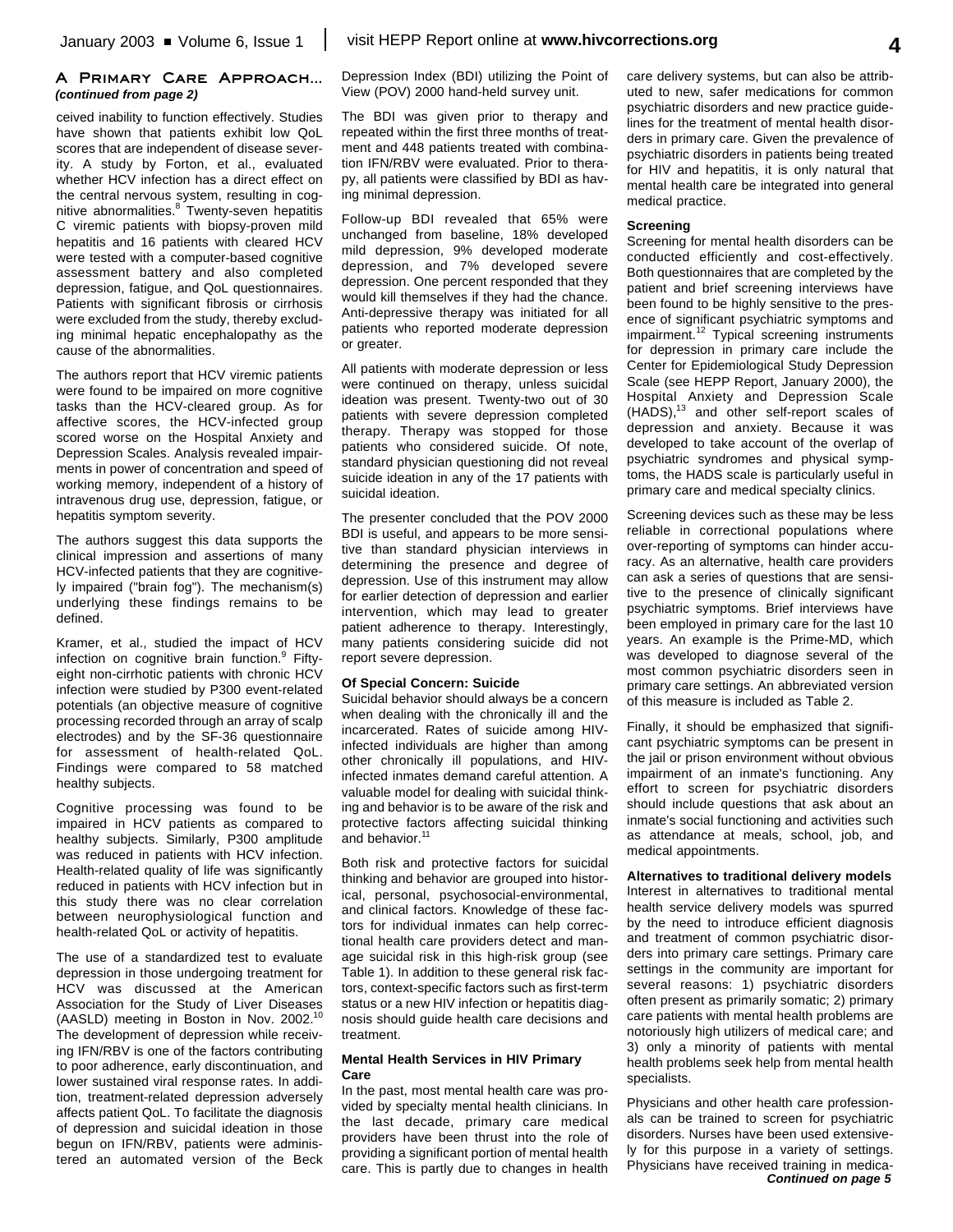## A Primary Care Approach...

***(continued from page 2)***

ceived inability to function effectively. Studies have shown that patients exhibit low QoL scores that are independent of disease severity. A study by Forton, et al., evaluated whether HCV infection has a direct effect on the central nervous system, resulting in cognitive abnormalities.[8] Twenty-seven hepatitis C viremic patients with biopsy-proven mild hepatitis and 16 patients with cleared HCV were tested with a computer-based cognitive assessment battery and also completed depression, fatigue, and QoL questionnaires. Patients with significant fibrosis or cirrhosis were excluded from the study, thereby excluding minimal hepatic encephalopathy as the cause of the abnormalities.

The authors report that HCV viremic patients were found to be impaired on more cognitive tasks than the HCV-cleared group. As for affective scores, the HCV-infected group scored worse on the Hospital Anxiety and Depression Scales. Analysis revealed impairments in power of concentration and speed of working memory, independent of a history of intravenous drug use, depression, fatigue, or hepatitis symptom severity.

The authors suggest this data supports the clinical impression and assertions of many HCV-infected patients that they are cognitively impaired ("brain fog"). The mechanism(s) underlying these findings remains to be defined.

Kramer, et al., studied the impact of HCV infection on cognitive brain function.[9] Fifty-eight non-cirrhotic patients with chronic HCV infection were studied by P300 event-related potentials (an objective measure of cognitive processing recorded through an array of scalp electrodes) and by the SF-36 questionnaire for assessment of health-related QoL. Findings were compared to 58 matched healthy subjects.

Cognitive processing was found to be impaired in HCV patients as compared to healthy subjects. Similarly, P300 amplitude was reduced in patients with HCV infection. Health-related quality of life was significantly reduced in patients with HCV infection but in this study there was no clear correlation between neurophysiological function and health-related QoL or activity of hepatitis.

The use of a standardized test to evaluate depression in those undergoing treatment for HCV was discussed at the American Association for the Study of Liver Diseases (AASLD) meeting in Boston in Nov. 2002.[10] The development of depression while receiving IFN/RBV is one of the factors contributing to poor adherence, early discontinuation, and lower sustained viral response rates. In addition, treatment-related depression adversely affects patient QoL. To facilitate the diagnosis of depression and suicidal ideation in those begun on IFN/RBV, patients were administered an automated version of the Beck Depression Index (BDI) utilizing the Point of View (POV) 2000 hand-held survey unit.

The BDI was given prior to therapy and repeated within the first three months of treatment and 448 patients treated with combination IFN/RBV were evaluated. Prior to therapy, all patients were classified by BDI as having minimal depression.

Follow-up BDI revealed that 65% were unchanged from baseline, 18% developed mild depression, 9% developed moderate depression, and 7% developed severe depression. One percent responded that they would kill themselves if they had the chance. Anti-depressive therapy was initiated for all patients who reported moderate depression or greater.

All patients with moderate depression or less were continued on therapy, unless suicidal ideation was present. Twenty-two out of 30 patients with severe depression completed therapy. Therapy was stopped for those patients who considered suicide. Of note, standard physician questioning did not reveal suicide ideation in any of the 17 patients with suicidal ideation.

The presenter concluded that the POV 2000 BDI is useful, and appears to be more sensitive than standard physician interviews in determining the presence and degree of depression. Use of this instrument may allow for earlier detection of depression and earlier intervention, which may lead to greater patient adherence to therapy. Interestingly, many patients considering suicide did not report severe depression.

**Of Special Concern: Suicide**

Suicidal behavior should always be a concern when dealing with the chronically ill and the incarcerated. Rates of suicide among HIV-infected individuals are higher than among other chronically ill populations, and HIV-infected inmates demand careful attention. A valuable model for dealing with suicidal thinking and behavior is to be aware of the risk and protective factors affecting suicidal thinking and behavior.[11]

Both risk and protective factors for suicidal thinking and behavior are grouped into historical, personal, psychosocial-environmental, and clinical factors. Knowledge of these factors for individual inmates can help correctional health care providers detect and manage suicidal risk in this high-risk group (see Table 1). In addition to these general risk factors, context-specific factors such as first-term status or a new HIV infection or hepatitis diagnosis should guide health care decisions and treatment.

**Mental Health Services in HIV Primary Care**

In the past, most mental health care was provided by specialty mental health clinicians. In the last decade, primary care medical providers have been thrust into the role of providing a significant portion of mental health care. This is partly due to changes in health care delivery systems, but can also be attributed to new, safer medications for common psychiatric disorders and new practice guidelines for the treatment of mental health disorders in primary care. Given the prevalence of psychiatric disorders in patients being treated for HIV and hepatitis, it is only natural that mental health care be integrated into general medical practice.

**Screening**

Screening for mental health disorders can be conducted efficiently and cost-effectively. Both questionnaires that are completed by the patient and brief screening interviews have been found to be highly sensitive to the presence of significant psychiatric symptoms and impairment.[12] Typical screening instruments for depression in primary care include the Center for Epidemiological Study Depression Scale (see HEPP Report, January 2000), the Hospital Anxiety and Depression Scale (HADS),[13] and other self-report scales of depression and anxiety. Because it was developed to take account of the overlap of psychiatric syndromes and physical symptoms, the HADS scale is particularly useful in primary care and medical specialty clinics.

Screening devices such as these may be less reliable in correctional populations where over-reporting of symptoms can hinder accuracy. As an alternative, health care providers can ask a series of questions that are sensitive to the presence of clinically significant psychiatric symptoms. Brief interviews have been employed in primary care for the last 10 years. An example is the Prime-MD, which was developed to diagnose several of the most common psychiatric disorders seen in primary care settings. An abbreviated version of this measure is included as Table 2.

Finally, it should be emphasized that significant psychiatric symptoms can be present in the jail or prison environment without obvious impairment of an inmate's functioning. Any effort to screen for psychiatric disorders should include questions that ask about an inmate's social functioning and activities such as attendance at meals, school, job, and medical appointments.

**Alternatives to traditional delivery models**

Interest in alternatives to traditional mental health service delivery models was spurred by the need to introduce efficient diagnosis and treatment of common psychiatric disorders into primary care settings. Primary care settings in the community are important for several reasons: 1) psychiatric disorders often present as primarily somatic; 2) primary care patients with mental health problems are notoriously high utilizers of medical care; and 3) only a minority of patients with mental health problems seek help from mental health specialists.

Physicians and other health care professionals can be trained to screen for psychiatric disorders. Nurses have been used extensively for this purpose in a variety of settings. Physicians have received training in medica-

***Continued on page 5***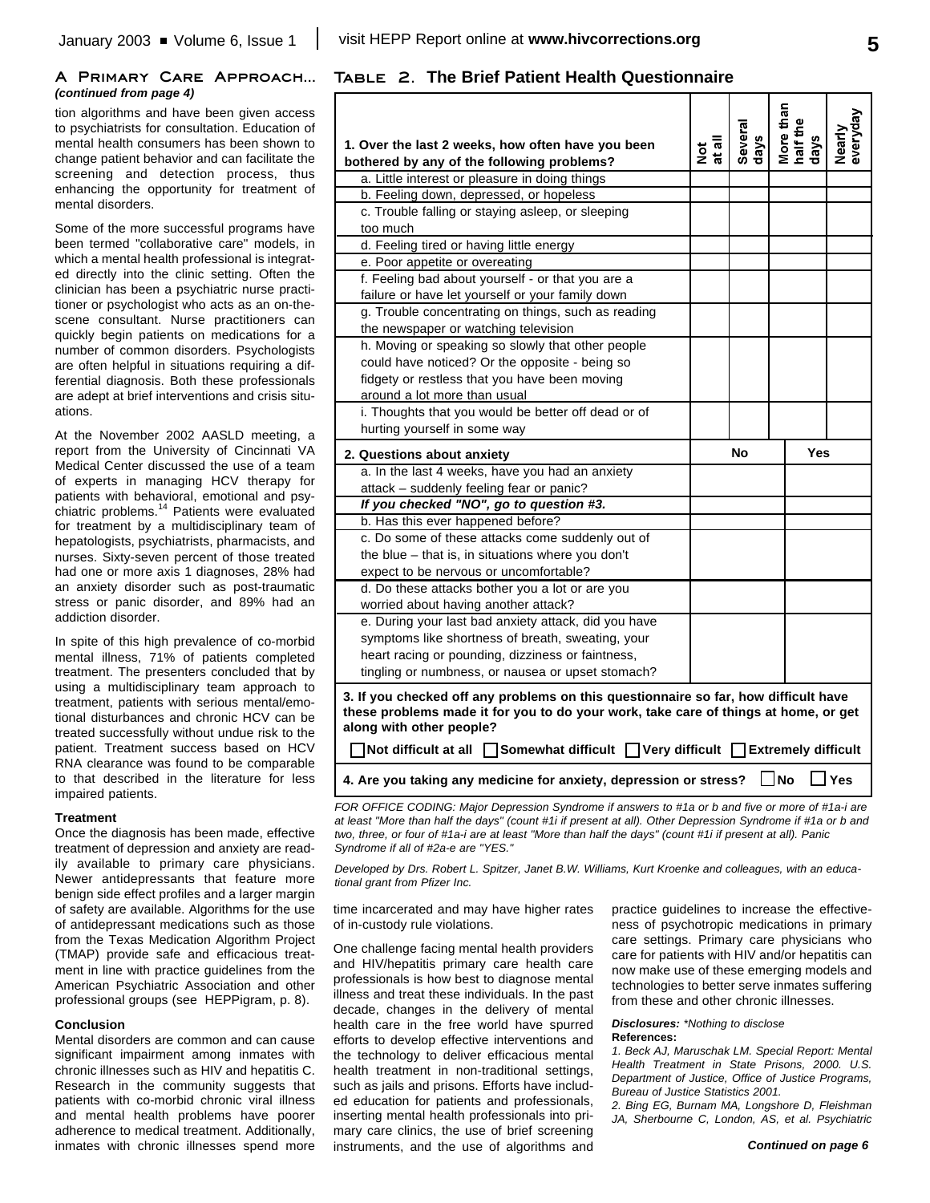## A Primary Care Approach...

*(continued from page 4)*

tion algorithms and have been given access to psychiatrists for consultation. Education of mental health consumers has been shown to change patient behavior and can facilitate the screening and detection process, thus enhancing the opportunity for treatment of mental disorders.

Some of the more successful programs have been termed "collaborative care" models, in which a mental health professional is integrated directly into the clinic setting. Often the clinician has been a psychiatric nurse practitioner or psychologist who acts as an on-the-scene consultant. Nurse practitioners can quickly begin patients on medications for a number of common disorders. Psychologists are often helpful in situations requiring a differential diagnosis. Both these professionals are adept at brief interventions and crisis situations.

At the November 2002 AASLD meeting, a report from the University of Cincinnati VA Medical Center discussed the use of a team of experts in managing HCV therapy for patients with behavioral, emotional and psychiatric problems.[14] Patients were evaluated for treatment by a multidisciplinary team of hepatologists, psychiatrists, pharmacists, and nurses. Sixty-seven percent of those treated had one or more axis 1 diagnoses, 28% had an anxiety disorder such as post-traumatic stress or panic disorder, and 89% had an addiction disorder.

In spite of this high prevalence of co-morbid mental illness, 71% of patients completed treatment. The presenters concluded that by using a multidisciplinary team approach to treatment, patients with serious mental/emotional disturbances and chronic HCV can be treated successfully without undue risk to the patient. Treatment success based on HCV RNA clearance was found to be comparable to that described in the literature for less impaired patients.

### Treatment

Once the diagnosis has been made, effective treatment of depression and anxiety are readily available to primary care physicians. Newer antidepressants that feature more benign side effect profiles and a larger margin of safety are available. Algorithms for the use of antidepressant medications such as those from the Texas Medication Algorithm Project (TMAP) provide safe and efficacious treatment in line with practice guidelines from the American Psychiatric Association and other professional groups (see HEPPigram, p. 8).

### Conclusion

Mental disorders are common and can cause significant impairment among inmates with chronic illnesses such as HIV and hepatitis C. Research in the community suggests that patients with co-morbid chronic viral illness and mental health problems have poorer adherence to medical treatment. Additionally, inmates with chronic illnesses spend more time incarcerated and may have higher rates of in-custody rule violations.

One challenge facing mental health providers and HIV/hepatitis primary care health care professionals is how best to diagnose mental illness and treat these individuals. In the past decade, changes in the delivery of mental health care in the free world have spurred efforts to develop effective interventions and the technology to deliver efficacious mental health treatment in non-traditional settings, such as jails and prisons. Efforts have included education for patients and professionals, inserting mental health professionals into primary care clinics, the use of brief screening instruments, and the use of algorithms and practice guidelines to increase the effectiveness of psychotropic medications in primary care settings. Primary care physicians who care for patients with HIV and/or hepatitis can now make use of these emerging models and technologies to better serve inmates suffering from these and other chronic illnesses.

## Table 2. The Brief Patient Health Questionnaire

| 1. Over the last 2 weeks, how often have you been bothered by any of the following problems? | Not at all | Several days | More than half the days | Nearly everyday |
|---|---|---|---|---|
| a. Little interest or pleasure in doing things | | | | |
| b. Feeling down, depressed, or hopeless | | | | |
| c. Trouble falling or staying asleep, or sleeping too much | | | | |
| d. Feeling tired or having little energy | | | | |
| e. Poor appetite or overeating | | | | |
| f. Feeling bad about yourself - or that you are a failure or have let yourself or your family down | | | | |
| g. Trouble concentrating on things, such as reading the newspaper or watching television | | | | |
| h. Moving or speaking so slowly that other people could have noticed? Or the opposite - being so fidgety or restless that you have been moving around a lot more than usual | | | | |
| i. Thoughts that you would be better off dead or of hurting yourself in some way | | | | |

| 2. Questions about anxiety | No | Yes |
|---|---|---|
| a. In the last 4 weeks, have you had an anxiety attack – suddenly feeling fear or panic? | | |
| ***If you checked "NO", go to question #3.*** | | |
| b. Has this ever happened before? | | |
| c. Do some of these attacks come suddenly out of the blue – that is, in situations where you don't expect to be nervous or uncomfortable? | | |
| d. Do these attacks bother you a lot or are you worried about having another attack? | | |
| e. During your last bad anxiety attack, did you have symptoms like shortness of breath, sweating, your heart racing or pounding, dizziness or faintness, tingling or numbness, or nausea or upset stomach? | | |

**3. If you checked off any problems on this questionnaire so far, how difficult have these problems made it for you to do your work, take care of things at home, or get along with other people?**

☐ **Not difficult at all** ☐ **Somewhat difficult** ☐ **Very difficult** ☐ **Extremely difficult**

**4. Are you taking any medicine for anxiety, depression or stress?** ☐ **No** ☐ **Yes**

*FOR OFFICE CODING: Major Depression Syndrome if answers to #1a or b and five or more of #1a-i are at least "More than half the days" (count #1i if present at all). Other Depression Syndrome if #1a or b and two, three, or four of #1a-i are at least "More than half the days" (count #1i if present at all). Panic Syndrome if all of #2a-e are "YES."*

*Developed by Drs. Robert L. Spitzer, Janet B.W. Williams, Kurt Kroenke and colleagues, with an educational grant from Pfizer Inc.*

***Disclosures:*** *\*Nothing to disclose*

**References:**

*1. Beck AJ, Maruschak LM. Special Report: Mental Health Treatment in State Prisons, 2000. U.S. Department of Justice, Office of Justice Programs, Bureau of Justice Statistics 2001.*

*2. Bing EG, Burnam MA, Longshore D, Fleishman JA, Sherbourne C, London, AS, et al. Psychiatric*

***Continued on page 6***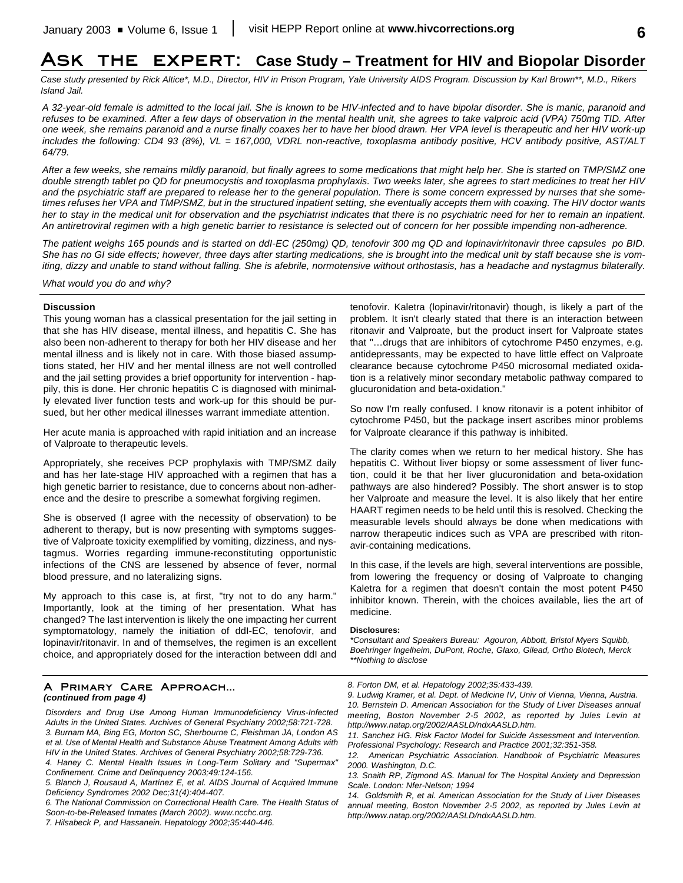# ASK THE EXPERT: Case Study – Treatment for HIV and Biopolar Disorder

*Case study presented by Rick Altice\*, M.D., Director, HIV in Prison Program, Yale University AIDS Program. Discussion by Karl Brown\*\*, M.D., Rikers Island Jail.*

*A 32-year-old female is admitted to the local jail. She is known to be HIV-infected and to have bipolar disorder. She is manic, paranoid and refuses to be examined. After a few days of observation in the mental health unit, she agrees to take valproic acid (VPA) 750mg TID. After one week, she remains paranoid and a nurse finally coaxes her to have her blood drawn. Her VPA level is therapeutic and her HIV work-up includes the following: CD4 93 (8%), VL = 167,000, VDRL non-reactive, toxoplasma antibody positive, HCV antibody positive, AST/ALT 64/79.*

*After a few weeks, she remains mildly paranoid, but finally agrees to some medications that might help her. She is started on TMP/SMZ one double strength tablet po QD for pneumocystis and toxoplasma prophylaxis. Two weeks later, she agrees to start medicines to treat her HIV and the psychiatric staff are prepared to release her to the general population. There is some concern expressed by nurses that she sometimes refuses her VPA and TMP/SMZ, but in the structured inpatient setting, she eventually accepts them with coaxing. The HIV doctor wants her to stay in the medical unit for observation and the psychiatrist indicates that there is no psychiatric need for her to remain an inpatient. An antiretroviral regimen with a high genetic barrier to resistance is selected out of concern for her possible impending non-adherence.*

*The patient weighs 165 pounds and is started on ddI-EC (250mg) QD, tenofovir 300 mg QD and lopinavir/ritonavir three capsules po BID. She has no GI side effects; however, three days after starting medications, she is brought into the medical unit by staff because she is vomiting, dizzy and unable to stand without falling. She is afebrile, normotensive without orthostasis, has a headache and nystagmus bilaterally.*

*What would you do and why?*

**Discussion**

This young woman has a classical presentation for the jail setting in that she has HIV disease, mental illness, and hepatitis C. She has also been non-adherent to therapy for both her HIV disease and her mental illness and is likely not in care. With those biased assumptions stated, her HIV and her mental illness are not well controlled and the jail setting provides a brief opportunity for intervention - happily, this is done. Her chronic hepatitis C is diagnosed with minimally elevated liver function tests and work-up for this should be pursued, but her other medical illnesses warrant immediate attention.

Her acute mania is approached with rapid initiation and an increase of Valproate to therapeutic levels.

Appropriately, she receives PCP prophylaxis with TMP/SMZ daily and has her late-stage HIV approached with a regimen that has a high genetic barrier to resistance, due to concerns about non-adherence and the desire to prescribe a somewhat forgiving regimen.

She is observed (I agree with the necessity of observation) to be adherent to therapy, but is now presenting with symptoms suggestive of Valproate toxicity exemplified by vomiting, dizziness, and nystagmus. Worries regarding immune-reconstituting opportunistic infections of the CNS are lessened by absence of fever, normal blood pressure, and no lateralizing signs.

My approach to this case is, at first, "try not to do any harm." Importantly, look at the timing of her presentation. What has changed? The last intervention is likely the one impacting her current symptomatology, namely the initiation of ddI-EC, tenofovir, and lopinavir/ritonavir. In and of themselves, the regimen is an excellent choice, and appropriately dosed for the interaction between ddI and tenofovir. Kaletra (lopinavir/ritonavir) though, is likely a part of the problem. It isn't clearly stated that there is an interaction between ritonavir and Valproate, but the product insert for Valproate states that "…drugs that are inhibitors of cytochrome P450 enzymes, e.g. antidepressants, may be expected to have little effect on Valproate clearance because cytochrome P450 microsomal mediated oxidation is a relatively minor secondary metabolic pathway compared to glucuronidation and beta-oxidation."

So now I'm really confused. I know ritonavir is a potent inhibitor of cytochrome P450, but the package insert ascribes minor problems for Valproate clearance if this pathway is inhibited.

The clarity comes when we return to her medical history. She has hepatitis C. Without liver biopsy or some assessment of liver function, could it be that her liver glucuronidation and beta-oxidation pathways are also hindered? Possibly. The short answer is to stop her Valproate and measure the level. It is also likely that her entire HAART regimen needs to be held until this is resolved. Checking the measurable levels should always be done when medications with narrow therapeutic indices such as VPA are prescribed with ritonavir-containing medications.

In this case, if the levels are high, several interventions are possible, from lowering the frequency or dosing of Valproate to changing Kaletra for a regimen that doesn't contain the most potent P450 inhibitor known. Therein, with the choices available, lies the art of medicine.

**Disclosures:**

*\*Consultant and Speakers Bureau: Agouron, Abbott, Bristol Myers Squibb, Boehringer Ingelheim, DuPont, Roche, Glaxo, Gilead, Ortho Biotech, Merck*
*\*\*Nothing to disclose*

---

## A Primary Care Approach...
***(continued from page 4)***

*Disorders and Drug Use Among Human Immunodeficiency Virus-Infected Adults in the United States. Archives of General Psychiatry 2002;58:721-728.*

*3. Burnam MA, Bing EG, Morton SC, Sherbourne C, Fleishman JA, London AS et al. Use of Mental Health and Substance Abuse Treatment Among Adults with HIV in the United States. Archives of General Psychiatry 2002;58:729-736.*

*4. Haney C. Mental Health Issues in Long-Term Solitary and "Supermax" Confinement. Crime and Delinquency 2003;49:124-156.*

*5. Blanch J, Rousaud A, Martínez E, et al. AIDS Journal of Acquired Immune Deficiency Syndromes 2002 Dec;31(4):404-407.*

*6. The National Commission on Correctional Health Care. The Health Status of Soon-to-be-Released Inmates (March 2002). www.ncchc.org.*

*7. Hilsabeck P, and Hassanein. Hepatology 2002;35:440-446.*

*8. Forton DM, et al. Hepatology 2002;35:433-439.*

*9. Ludwig Kramer, et al. Dept. of Medicine IV, Univ of Vienna, Vienna, Austria.*

*10. Bernstein D. American Association for the Study of Liver Diseases annual meeting, Boston November 2-5 2002, as reported by Jules Levin at http://www.natap.org/2002/AASLD/ndxAASLD.htm.*

*11. Sanchez HG. Risk Factor Model for Suicide Assessment and Intervention. Professional Psychology: Research and Practice 2001;32:351-358.*

*12. American Psychiatric Association. Handbook of Psychiatric Measures 2000. Washington, D.C.*

*13. Snaith RP, Zigmond AS. Manual for The Hospital Anxiety and Depression Scale. London: Nfer-Nelson; 1994*

*14. Goldsmith R, et al. American Association for the Study of Liver Diseases annual meeting, Boston November 2-5 2002, as reported by Jules Levin at http://www.natap.org/2002/AASLD/ndxAASLD.htm.*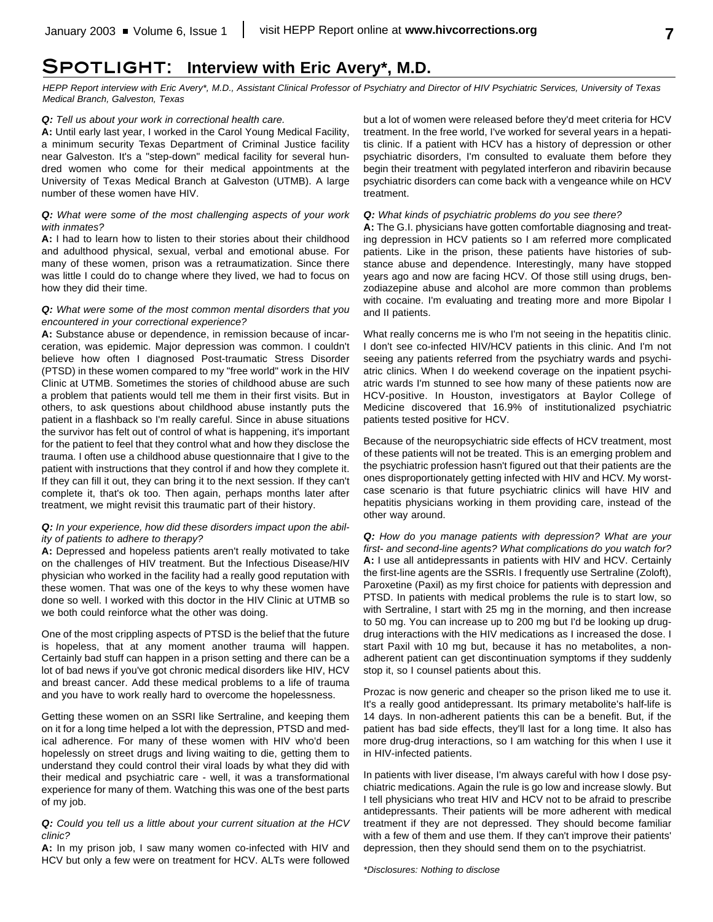# SPOTLIGHT: Interview with Eric Avery*, M.D.

*HEPP Report interview with Eric Avery\*, M.D., Assistant Clinical Professor of Psychiatry and Director of HIV Psychiatric Services, University of Texas Medical Branch, Galveston, Texas*

***Q:** Tell us about your work in correctional health care.*

**A:** Until early last year, I worked in the Carol Young Medical Facility, a minimum security Texas Department of Criminal Justice facility near Galveston. It's a "step-down" medical facility for several hundred women who come for their medical appointments at the University of Texas Medical Branch at Galveston (UTMB). A large number of these women have HIV.

***Q:** What were some of the most challenging aspects of your work with inmates?*

**A:** I had to learn how to listen to their stories about their childhood and adulthood physical, sexual, verbal and emotional abuse. For many of these women, prison was a retraumatization. Since there was little I could do to change where they lived, we had to focus on how they did their time.

***Q:** What were some of the most common mental disorders that you encountered in your correctional experience?*

**A:** Substance abuse or dependence, in remission because of incarceration, was epidemic. Major depression was common. I couldn't believe how often I diagnosed Post-traumatic Stress Disorder (PTSD) in these women compared to my "free world" work in the HIV Clinic at UTMB. Sometimes the stories of childhood abuse are such a problem that patients would tell me them in their first visits. But in others, to ask questions about childhood abuse instantly puts the patient in a flashback so I'm really careful. Since in abuse situations the survivor has felt out of control of what is happening, it's important for the patient to feel that they control what and how they disclose the trauma. I often use a childhood abuse questionnaire that I give to the patient with instructions that they control if and how they complete it. If they can fill it out, they can bring it to the next session. If they can't complete it, that's ok too. Then again, perhaps months later after treatment, we might revisit this traumatic part of their history.

***Q:** In your experience, how did these disorders impact upon the ability of patients to adhere to therapy?*

**A:** Depressed and hopeless patients aren't really motivated to take on the challenges of HIV treatment. But the Infectious Disease/HIV physician who worked in the facility had a really good reputation with these women. That was one of the keys to why these women have done so well. I worked with this doctor in the HIV Clinic at UTMB so we both could reinforce what the other was doing.

One of the most crippling aspects of PTSD is the belief that the future is hopeless, that at any moment another trauma will happen. Certainly bad stuff can happen in a prison setting and there can be a lot of bad news if you've got chronic medical disorders like HIV, HCV and breast cancer. Add these medical problems to a life of trauma and you have to work really hard to overcome the hopelessness.

Getting these women on an SSRI like Sertraline, and keeping them on it for a long time helped a lot with the depression, PTSD and medical adherence. For many of these women with HIV who'd been hopelessly on street drugs and living waiting to die, getting them to understand they could control their viral loads by what they did with their medical and psychiatric care - well, it was a transformational experience for many of them. Watching this was one of the best parts of my job.

***Q:** Could you tell us a little about your current situation at the HCV clinic?*

**A:** In my prison job, I saw many women co-infected with HIV and HCV but only a few were on treatment for HCV. ALTs were followed but a lot of women were released before they'd meet criteria for HCV treatment. In the free world, I've worked for several years in a hepatitis clinic. If a patient with HCV has a history of depression or other psychiatric disorders, I'm consulted to evaluate them before they begin their treatment with pegylated interferon and ribavirin because psychiatric disorders can come back with a vengeance while on HCV treatment.

***Q:** What kinds of psychiatric problems do you see there?*

**A:** The G.I. physicians have gotten comfortable diagnosing and treating depression in HCV patients so I am referred more complicated patients. Like in the prison, these patients have histories of substance abuse and dependence. Interestingly, many have stopped years ago and now are facing HCV. Of those still using drugs, benzodiazepine abuse and alcohol are more common than problems with cocaine. I'm evaluating and treating more and more Bipolar I and II patients.

What really concerns me is who I'm not seeing in the hepatitis clinic. I don't see co-infected HIV/HCV patients in this clinic. And I'm not seeing any patients referred from the psychiatry wards and psychiatric clinics. When I do weekend coverage on the inpatient psychiatric wards I'm stunned to see how many of these patients now are HCV-positive. In Houston, investigators at Baylor College of Medicine discovered that 16.9% of institutionalized psychiatric patients tested positive for HCV.

Because of the neuropsychiatric side effects of HCV treatment, most of these patients will not be treated. This is an emerging problem and the psychiatric profession hasn't figured out that their patients are the ones disproportionately getting infected with HIV and HCV. My worst-case scenario is that future psychiatric clinics will have HIV and hepatitis physicians working in them providing care, instead of the other way around.

***Q:** How do you manage patients with depression? What are your first- and second-line agents? What complications do you watch for?*

**A:** I use all antidepressants in patients with HIV and HCV. Certainly the first-line agents are the SSRIs. I frequently use Sertraline (Zoloft), Paroxetine (Paxil) as my first choice for patients with depression and PTSD. In patients with medical problems the rule is to start low, so with Sertraline, I start with 25 mg in the morning, and then increase to 50 mg. You can increase up to 200 mg but I'd be looking up drug-drug interactions with the HIV medications as I increased the dose. I start Paxil with 10 mg but, because it has no metabolites, a non-adherent patient can get discontinuation symptoms if they suddenly stop it, so I counsel patients about this.

Prozac is now generic and cheaper so the prison liked me to use it. It's a really good antidepressant. Its primary metabolite's half-life is 14 days. In non-adherent patients this can be a benefit. But, if the patient has bad side effects, they'll last for a long time. It also has more drug-drug interactions, so I am watching for this when I use it in HIV-infected patients.

In patients with liver disease, I'm always careful with how I dose psychiatric medications. Again the rule is go low and increase slowly. But I tell physicians who treat HIV and HCV not to be afraid to prescribe antidepressants. Their patients will be more adherent with medical treatment if they are not depressed. They should become familiar with a few of them and use them. If they can't improve their patients' depression, then they should send them on to the psychiatrist.

*\*Disclosures: Nothing to disclose*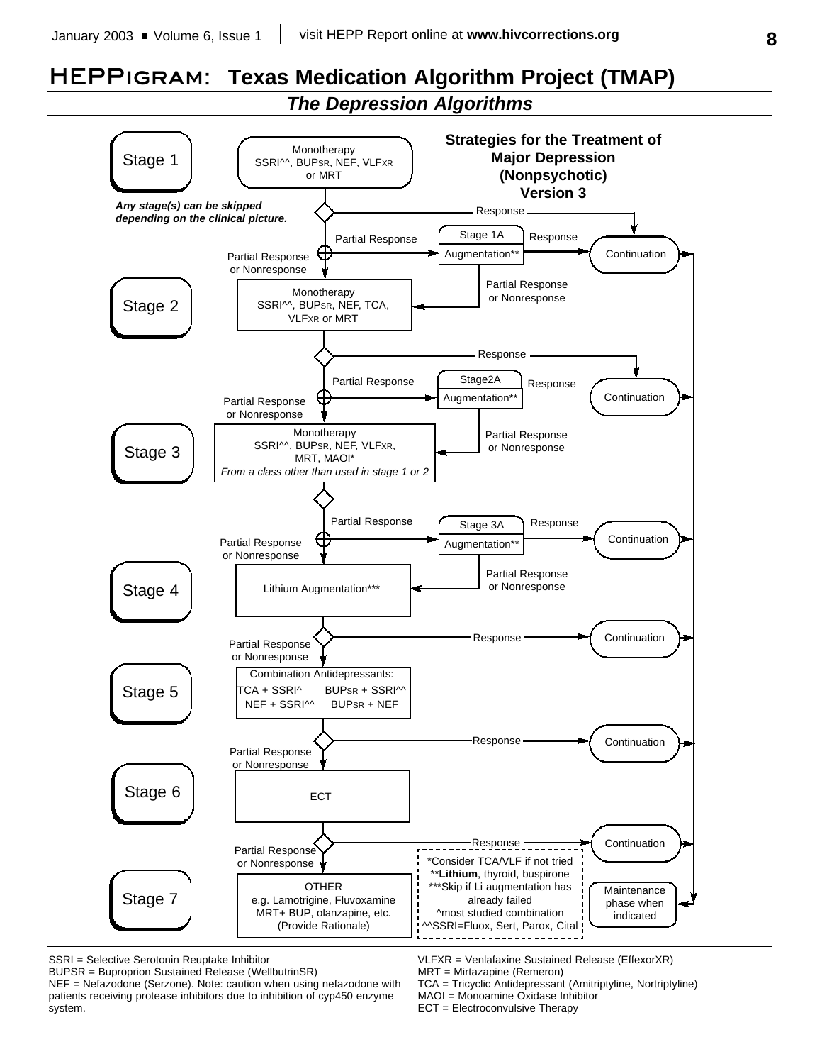# HEPPIGRAM: Texas Medication Algorithm Project (TMAP)

## *The Depression Algorithms*

**Strategies for the Treatment of Major Depression (Nonpsychotic) Version 3**

***Any stage(s) can be skipped depending on the clinical picture.***

**Stage 1** — Monotherapy: SSRI^^, BUPSR, NEF, VLFXR or MRT

- Response → Continuation
- Partial Response → **Stage 1A**: Augmentation**
  - Response → Continuation
  - Partial Response or Nonresponse → Stage 2
- Partial Response or Nonresponse → Stage 2

**Stage 2** — Monotherapy: SSRI^^, BUPSR, NEF, TCA, VLFXR or MRT

- Response → Continuation
- Partial Response → **Stage2A**: Augmentation**
  - Response → Continuation
  - Partial Response or Nonresponse → Stage 3
- Partial Response or Nonresponse → Stage 3

**Stage 3** — Monotherapy: SSRI^^, BUPSR, NEF, VLFXR, MRT, MAOI*
*From a class other than used in stage 1 or 2*

- Partial Response → **Stage 3A**: Augmentation**
  - Response → Continuation
  - Partial Response or Nonresponse → Stage 4
- Partial Response or Nonresponse → Stage 4

**Stage 4** — Lithium Augmentation***

- Response → Continuation
- Partial Response or Nonresponse → Stage 5

**Stage 5** — Combination Antidepressants:
- TCA + SSRI^
- BUPSR + SSRI^^
- NEF + SSRI^^
- BUPSR + NEF

- Response → Continuation
- Partial Response or Nonresponse → Stage 6

**Stage 6** — ECT

- Response → Continuation
- Partial Response or Nonresponse → Stage 7

**Stage 7** — OTHER: e.g. Lamotrigine, Fluvoxamine, MRT+ BUP, olanzapine, etc. (Provide Rationale)

Continuation → Maintenance phase when indicated

*Consider TCA/VLF if not tried
**Lithium, thyroid, buspirone
***Skip if Li augmentation has already failed
^most studied combination
^^SSRI=Fluox, Sert, Parox, Cital

SSRI = Selective Serotonin Reuptake Inhibitor
BUPSR = Buproprion Sustained Release (WellbutrinSR)
NEF = Nefazodone (Serzone). Note: caution when using nefazodone with patients receiving protease inhibitors due to inhibition of cyp450 enzyme system.
VLFXR = Venlafaxine Sustained Release (EffexorXR)
MRT = Mirtazapine (Remeron)
TCA = Tricyclic Antidepressant (Amitriptyline, Nortriptyline)
MAOI = Monoamine Oxidase Inhibitor
ECT = Electroconvulsive Therapy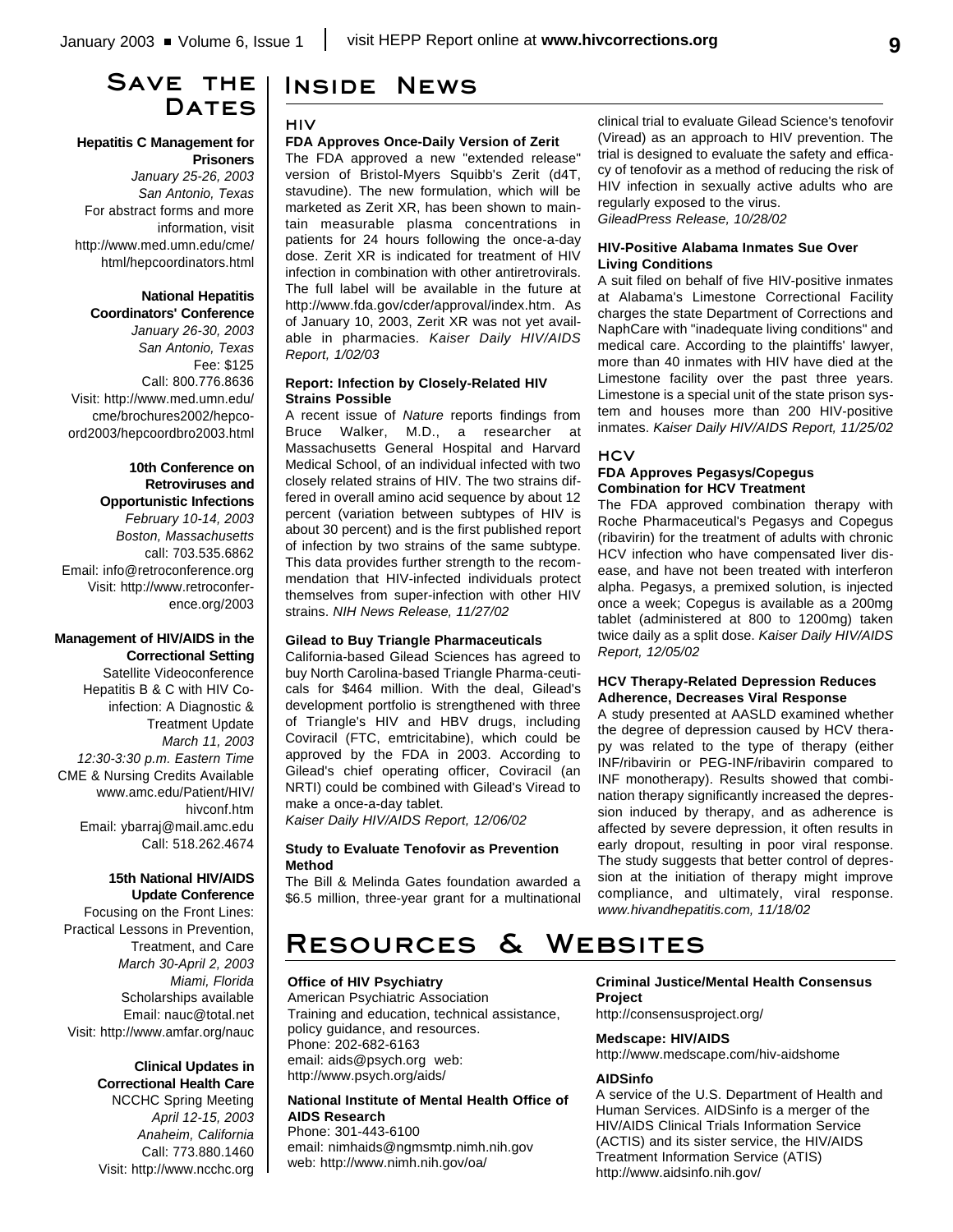# Save the Dates

**Hepatitis C Management for Prisoners**
*January 25-26, 2003*
*San Antonio, Texas*
For abstract forms and more information, visit http://www.med.umn.edu/cme/html/hepcoordinators.html

**National Hepatitis Coordinators' Conference**
*January 26-30, 2003*
*San Antonio, Texas*
Fee: $125
Call: 800.776.8636
Visit: http://www.med.umn.edu/cme/brochures2002/hepcoord2003/hepcoordbro2003.html

**10th Conference on Retroviruses and Opportunistic Infections**
*February 10-14, 2003*
*Boston, Massachusetts*
call: 703.535.6862
Email: info@retroconference.org
Visit: http://www.retroconference.org/2003

**Management of HIV/AIDS in the Correctional Setting**
Satellite Videoconference
Hepatitis B & C with HIV Co-infection: A Diagnostic & Treatment Update
*March 11, 2003*
*12:30-3:30 p.m. Eastern Time*
CME & Nursing Credits Available
www.amc.edu/Patient/HIV/hivconf.htm
Email: ybarraj@mail.amc.edu
Call: 518.262.4674

**15th National HIV/AIDS Update Conference**
Focusing on the Front Lines: Practical Lessons in Prevention, Treatment, and Care
*March 30-April 2, 2003*
*Miami, Florida*
Scholarships available
Email: nauc@total.net
Visit: http://www.amfar.org/nauc

**Clinical Updates in Correctional Health Care**
NCCHC Spring Meeting
*April 12-15, 2003*
*Anaheim, California*
Call: 773.880.1460
Visit: http://www.ncchc.org

# Inside News

## HIV

### FDA Approves Once-Daily Version of Zerit

The FDA approved a new "extended release" version of Bristol-Myers Squibb's Zerit (d4T, stavudine). The new formulation, which will be marketed as Zerit XR, has been shown to maintain measurable plasma concentrations in patients for 24 hours following the once-a-day dose. Zerit XR is indicated for treatment of HIV infection in combination with other antiretrovirals. The full label will be available in the future at http://www.fda.gov/cder/approval/index.htm. As of January 10, 2003, Zerit XR was not yet available in pharmacies. *Kaiser Daily HIV/AIDS Report, 1/02/03*

### Report: Infection by Closely-Related HIV Strains Possible

A recent issue of *Nature* reports findings from Bruce Walker, M.D., a researcher at Massachusetts General Hospital and Harvard Medical School, of an individual infected with two closely related strains of HIV. The two strains differed in overall amino acid sequence by about 12 percent (variation between subtypes of HIV is about 30 percent) and is the first published report of infection by two strains of the same subtype. This data provides further strength to the recommendation that HIV-infected individuals protect themselves from super-infection with other HIV strains. *NIH News Release, 11/27/02*

### Gilead to Buy Triangle Pharmaceuticals

California-based Gilead Sciences has agreed to buy North Carolina-based Triangle Pharmaceuticals for $464 million. With the deal, Gilead's development portfolio is strengthened with three of Triangle's HIV and HBV drugs, including Coviracil (FTC, emtricitabine), which could be approved by the FDA in 2003. According to Gilead's chief operating officer, Coviracil (an NRTI) could be combined with Gilead's Viread to make a once-a-day tablet.
*Kaiser Daily HIV/AIDS Report, 12/06/02*

### Study to Evaluate Tenofovir as Prevention Method

The Bill & Melinda Gates foundation awarded a $6.5 million, three-year grant for a multinational clinical trial to evaluate Gilead Science's tenofovir (Viread) as an approach to HIV prevention. The trial is designed to evaluate the safety and efficacy of tenofovir as a method of reducing the risk of HIV infection in sexually active adults who are regularly exposed to the virus.
*GileadPress Release, 10/28/02*

### HIV-Positive Alabama Inmates Sue Over Living Conditions

A suit filed on behalf of five HIV-positive inmates at Alabama's Limestone Correctional Facility charges the state Department of Corrections and NaphCare with "inadequate living conditions" and medical care. According to the plaintiffs' lawyer, more than 40 inmates with HIV have died at the Limestone facility over the past three years. Limestone is a special unit of the state prison system and houses more than 200 HIV-positive inmates. *Kaiser Daily HIV/AIDS Report, 11/25/02*

## HCV

### FDA Approves Pegasys/Copegus Combination for HCV Treatment

The FDA approved combination therapy with Roche Pharmaceutical's Pegasys and Copegus (ribavirin) for the treatment of adults with chronic HCV infection who have compensated liver disease, and have not been treated with interferon alpha. Pegasys, a premixed solution, is injected once a week; Copegus is available as a 200mg tablet (administered at 800 to 1200mg) taken twice daily as a split dose. *Kaiser Daily HIV/AIDS Report, 12/05/02*

### HCV Therapy-Related Depression Reduces Adherence, Decreases Viral Response

A study presented at AASLD examined whether the degree of depression caused by HCV therapy was related to the type of therapy (either INF/ribavirin or PEG-INF/ribavirin compared to INF monotherapy). Results showed that combination therapy significantly increased the depression induced by therapy, and as adherence is affected by severe depression, it often results in early dropout, resulting in poor viral response. The study suggests that better control of depression at the initiation of therapy might improve compliance, and ultimately, viral response. *www.hivandhepatitis.com, 11/18/02*

# Resources & Websites

**Office of HIV Psychiatry**
American Psychiatric Association
Training and education, technical assistance, policy guidance, and resources.
Phone: 202-682-6163
email: aids@psych.org web: http://www.psych.org/aids/

**National Institute of Mental Health Office of AIDS Research**
Phone: 301-443-6100
email: nimhaids@ngmsmtp.nimh.nih.gov
web: http://www.nimh.nih.gov/oa/

**Criminal Justice/Mental Health Consensus Project**
http://consensusproject.org/

**Medscape: HIV/AIDS**
http://www.medscape.com/hiv-aidshome

**AIDSinfo**
A service of the U.S. Department of Health and Human Services. AIDSinfo is a merger of the HIV/AIDS Clinical Trials Information Service (ACTIS) and its sister service, the HIV/AIDS Treatment Information Service (ATIS)
http://www.aidsinfo.nih.gov/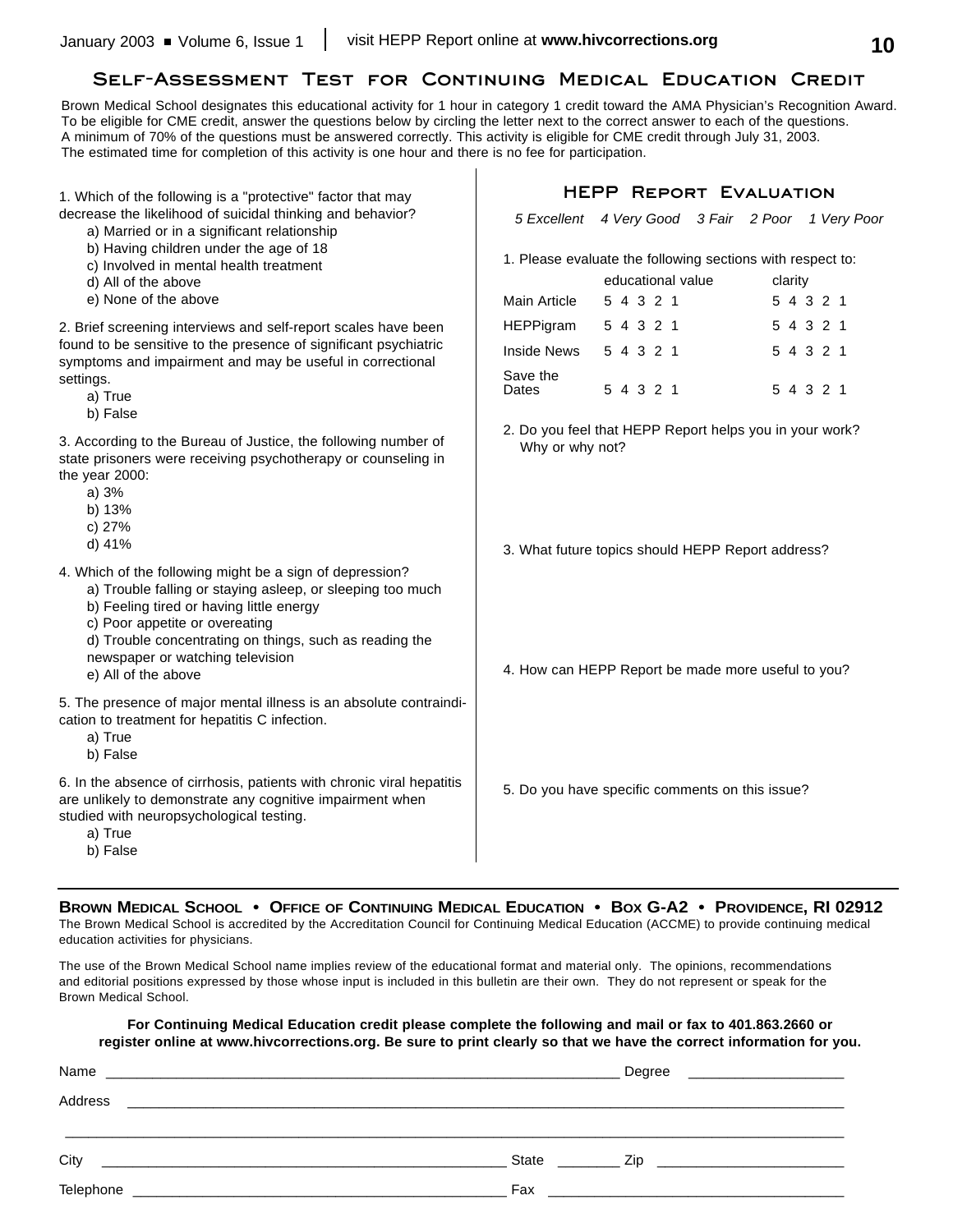# Self-Assessment Test for Continuing Medical Education Credit

Brown Medical School designates this educational activity for 1 hour in category 1 credit toward the AMA Physician's Recognition Award. To be eligible for CME credit, answer the questions below by circling the letter next to the correct answer to each of the questions. A minimum of 70% of the questions must be answered correctly. This activity is eligible for CME credit through July 31, 2003. The estimated time for completion of this activity is one hour and there is no fee for participation.

1. Which of the following is a "protective" factor that may decrease the likelihood of suicidal thinking and behavior?
   - a) Married or in a significant relationship
   - b) Having children under the age of 18
   - c) Involved in mental health treatment
   - d) All of the above
   - e) None of the above

2. Brief screening interviews and self-report scales have been found to be sensitive to the presence of significant psychiatric symptoms and impairment and may be useful in correctional settings.
   - a) True
   - b) False

3. According to the Bureau of Justice, the following number of state prisoners were receiving psychotherapy or counseling in the year 2000:
   - a) 3%
   - b) 13%
   - c) 27%
   - d) 41%

4. Which of the following might be a sign of depression?
   - a) Trouble falling or staying asleep, or sleeping too much
   - b) Feeling tired or having little energy
   - c) Poor appetite or overeating
   - d) Trouble concentrating on things, such as reading the newspaper or watching television
   - e) All of the above

5. The presence of major mental illness is an absolute contraindication to treatment for hepatitis C infection.
   - a) True
   - b) False

6. In the absence of cirrhosis, patients with chronic viral hepatitis are unlikely to demonstrate any cognitive impairment when studied with neuropsychological testing.
   - a) True
   - b) False

## HEPP Report Evaluation

*5 Excellent 4 Very Good 3 Fair 2 Poor 1 Very Poor*

1. Please evaluate the following sections with respect to:

| | educational value | clarity |
|---|---|---|
| Main Article | 5 4 3 2 1 | 5 4 3 2 1 |
| HEPPigram | 5 4 3 2 1 | 5 4 3 2 1 |
| Inside News | 5 4 3 2 1 | 5 4 3 2 1 |
| Save the Dates | 5 4 3 2 1 | 5 4 3 2 1 |

2. Do you feel that HEPP Report helps you in your work? Why or why not?

3. What future topics should HEPP Report address?

4. How can HEPP Report be made more useful to you?

5. Do you have specific comments on this issue?

**Brown Medical School • Office of Continuing Medical Education • Box G-A2 • Providence, RI 02912**

The Brown Medical School is accredited by the Accreditation Council for Continuing Medical Education (ACCME) to provide continuing medical education activities for physicians.

The use of the Brown Medical School name implies review of the educational format and material only. The opinions, recommendations and editorial positions expressed by those whose input is included in this bulletin are their own. They do not represent or speak for the Brown Medical School.

**For Continuing Medical Education credit please complete the following and mail or fax to 401.863.2660 or register online at www.hivcorrections.org. Be sure to print clearly so that we have the correct information for you.**

Name ____________________ Degree ____________

Address ____________________________________

____________________________________________

City ____________________ State ________ Zip ____________

Telephone ____________________ Fax ____________________